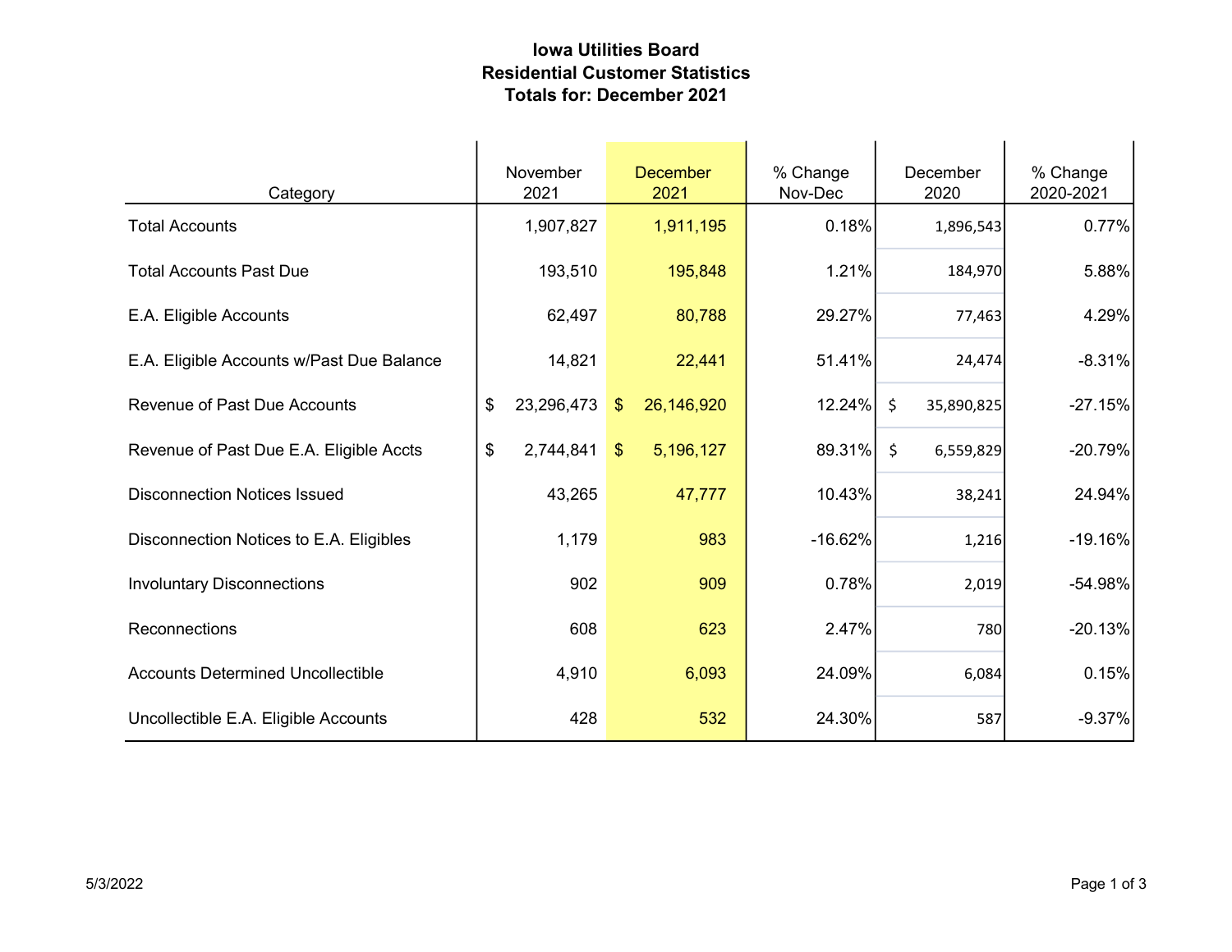# Iowa Utilities Board
## Residential Customer Statistics
### Totals for: December 2021

| Category | November 2021 | December 2021 | % Change Nov-Dec | December 2020 | % Change 2020-2021 |
|---|---|---|---|---|---|
| Total Accounts | 1,907,827 | 1,911,195 | 0.18% | 1,896,543 | 0.77% |
| Total Accounts Past Due | 193,510 | 195,848 | 1.21% | 184,970 | 5.88% |
| E.A. Eligible Accounts | 62,497 | 80,788 | 29.27% | 77,463 | 4.29% |
| E.A. Eligible Accounts w/Past Due Balance | 14,821 | 22,441 | 51.41% | 24,474 | -8.31% |
| Revenue of Past Due Accounts | $ 23,296,473 | $ 26,146,920 | 12.24% | $ 35,890,825 | -27.15% |
| Revenue of Past Due E.A. Eligible Accts | $ 2,744,841 | $ 5,196,127 | 89.31% | $ 6,559,829 | -20.79% |
| Disconnection Notices Issued | 43,265 | 47,777 | 10.43% | 38,241 | 24.94% |
| Disconnection Notices to E.A. Eligibles | 1,179 | 983 | -16.62% | 1,216 | -19.16% |
| Involuntary Disconnections | 902 | 909 | 0.78% | 2,019 | -54.98% |
| Reconnections | 608 | 623 | 2.47% | 780 | -20.13% |
| Accounts Determined Uncollectible | 4,910 | 6,093 | 24.09% | 6,084 | 0.15% |
| Uncollectible E.A. Eligible Accounts | 428 | 532 | 24.30% | 587 | -9.37% |

5/3/2022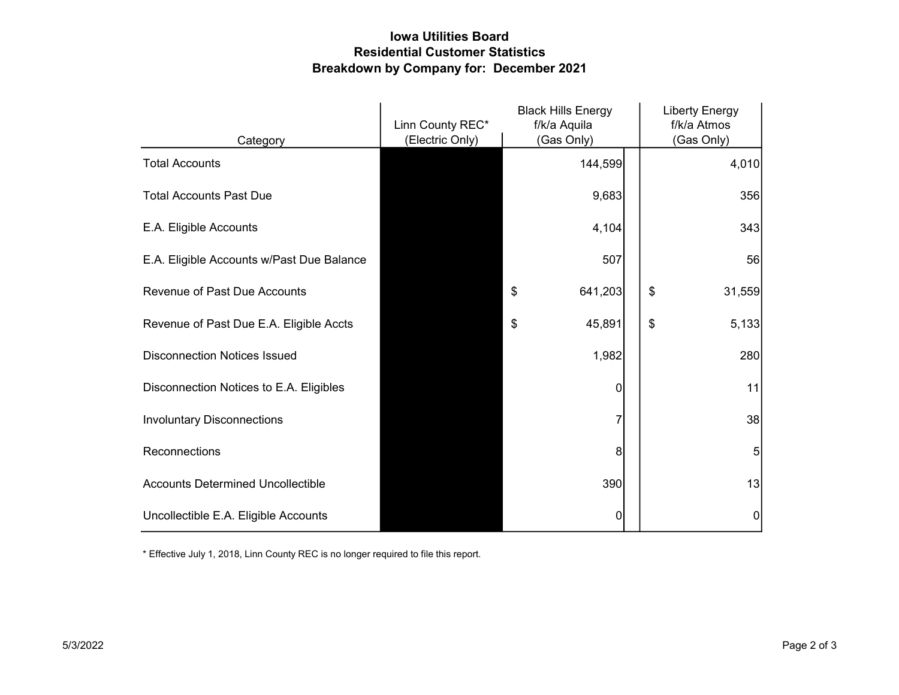# Iowa Utilities Board
## Residential Customer Statistics
## Breakdown by Company for: December 2021

| Category | Linn County REC* (Electric Only) | Black Hills Energy f/k/a Aquila (Gas Only) | Liberty Energy f/k/a Atmos (Gas Only) |
|---|---|---|---|
| Total Accounts | | 144,599 | 4,010 |
| Total Accounts Past Due | | 9,683 | 356 |
| E.A. Eligible Accounts | | 4,104 | 343 |
| E.A. Eligible Accounts w/Past Due Balance | | 507 | 56 |
| Revenue of Past Due Accounts | | $ 641,203 | $ 31,559 |
| Revenue of Past Due E.A. Eligible Accts | | $ 45,891 | $ 5,133 |
| Disconnection Notices Issued | | 1,982 | 280 |
| Disconnection Notices to E.A. Eligibles | | 0 | 11 |
| Involuntary Disconnections | | 7 | 38 |
| Reconnections | | 8 | 5 |
| Accounts Determined Uncollectible | | 390 | 13 |
| Uncollectible E.A. Eligible Accounts | | 0 | 0 |

* Effective July 1, 2018, Linn County REC is no longer required to file this report.

5/3/2022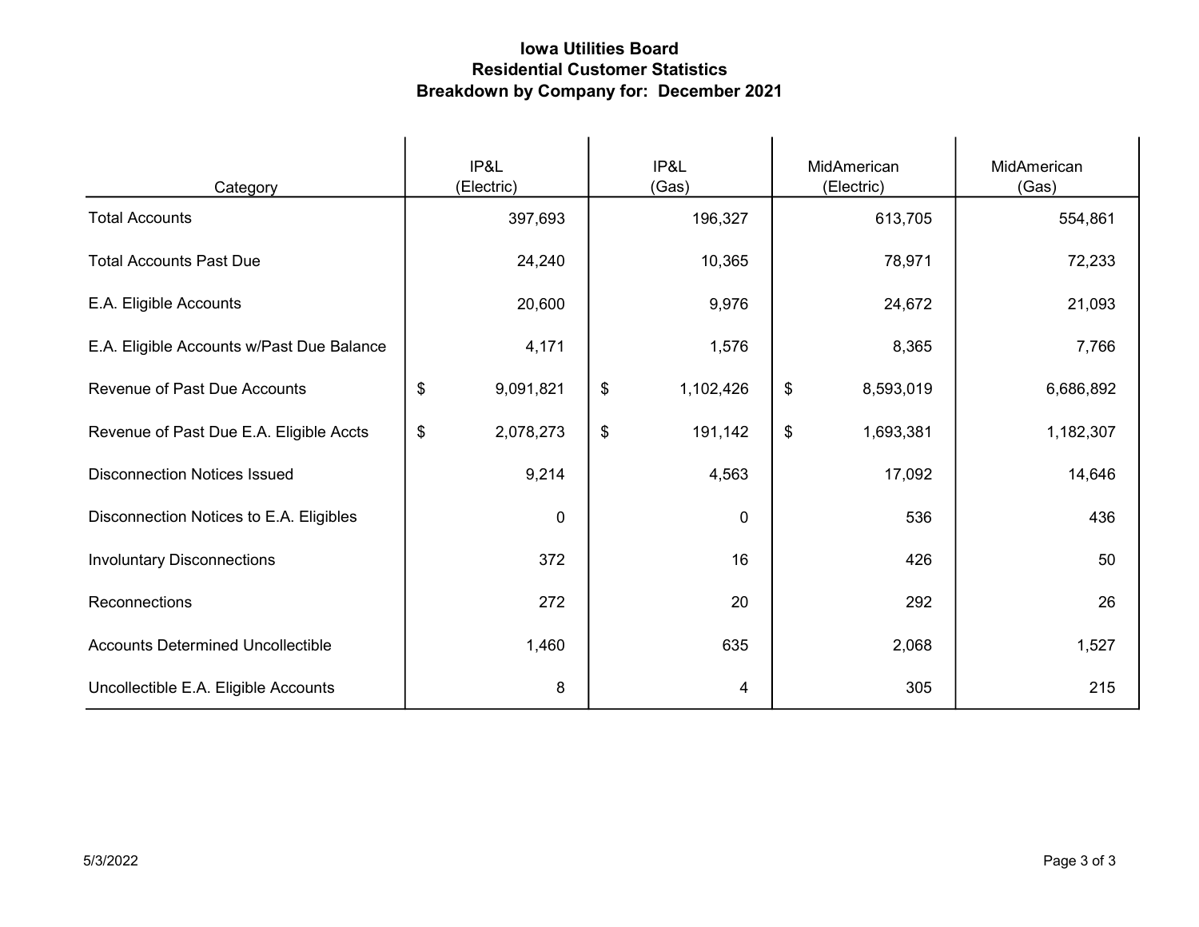# Iowa Utilities Board
## Residential Customer Statistics
### Breakdown by Company for: December 2021

| Category | IP&L (Electric) | IP&L (Gas) | MidAmerican (Electric) | MidAmerican (Gas) |
|---|---|---|---|---|
| Total Accounts | 397,693 | 196,327 | 613,705 | 554,861 |
| Total Accounts Past Due | 24,240 | 10,365 | 78,971 | 72,233 |
| E.A. Eligible Accounts | 20,600 | 9,976 | 24,672 | 21,093 |
| E.A. Eligible Accounts w/Past Due Balance | 4,171 | 1,576 | 8,365 | 7,766 |
| Revenue of Past Due Accounts | $ 9,091,821 | $ 1,102,426 | $ 8,593,019 | 6,686,892 |
| Revenue of Past Due E.A. Eligible Accts | $ 2,078,273 | $ 191,142 | $ 1,693,381 | 1,182,307 |
| Disconnection Notices Issued | 9,214 | 4,563 | 17,092 | 14,646 |
| Disconnection Notices to E.A. Eligibles | 0 | 0 | 536 | 436 |
| Involuntary Disconnections | 372 | 16 | 426 | 50 |
| Reconnections | 272 | 20 | 292 | 26 |
| Accounts Determined Uncollectible | 1,460 | 635 | 2,068 | 1,527 |
| Uncollectible E.A. Eligible Accounts | 8 | 4 | 305 | 215 |

5/3/2022